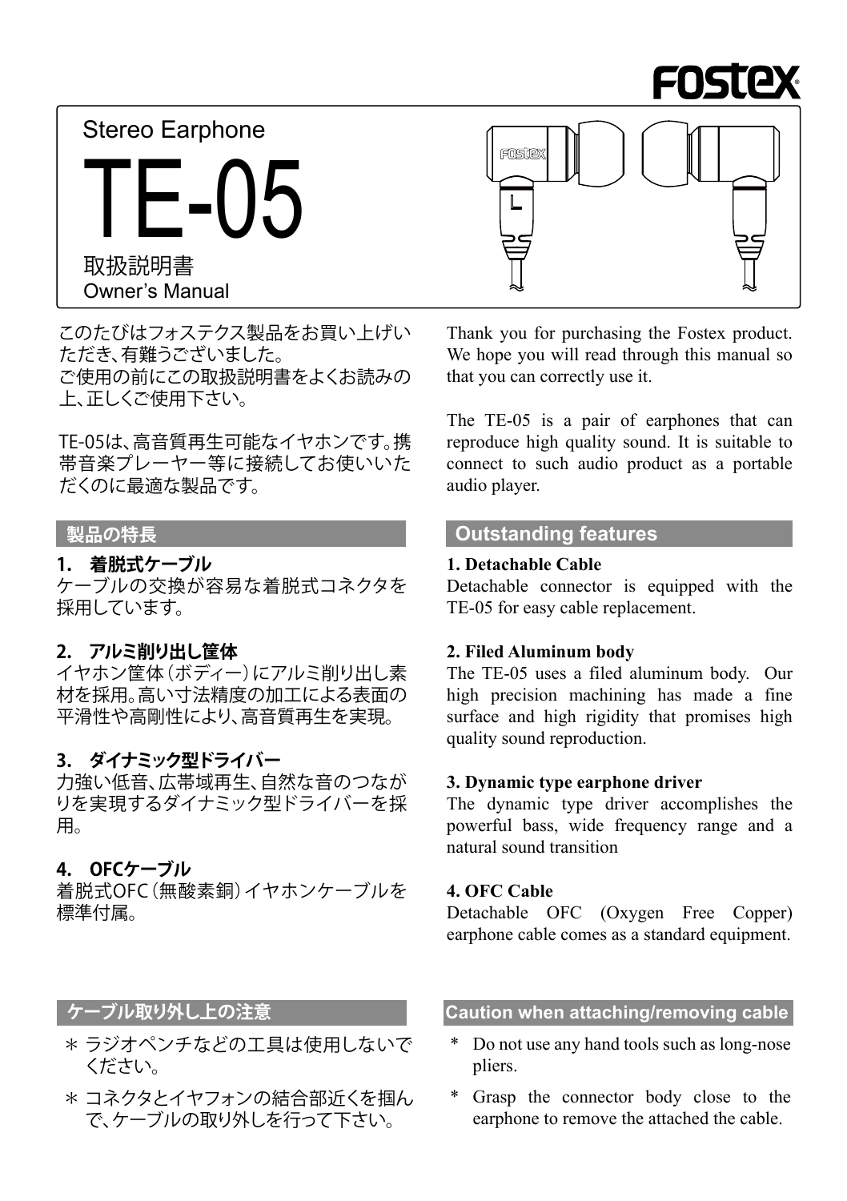FOSTEX

Stereo Earphone

# TE-05

取扱説明書

Owner's Manual

このたびはフォステクス製品をお買い上げいただき、有難うございました。
ご使用の前にこの取扱説明書をよくお読みの上、正しくご使用下さい。

TE-05は、高音質再生可能なイヤホンです。携帯音楽プレーヤー等に接続してお使いいただくのに最適な製品です。

## 製品の特長

**1.　着脱式ケーブル**

ケーブルの交換が容易な着脱式コネクタを採用しています。

**2.　アルミ削り出し筐体**

イヤホン筐体（ボディー）にアルミ削り出し素材を採用。高い寸法精度の加工による表面の平滑性や高剛性により、高音質再生を実現。

**3.　ダイナミック型ドライバー**

力強い低音、広帯域再生、自然な音のつながりを実現するダイナミック型ドライバーを採用。

**4.　OFCケーブル**

着脱式OFC（無酸素銅）イヤホンケーブルを標準付属。

## ケーブル取り外し上の注意

＊ ラジオペンチなどの工具は使用しないでください。

＊ コネクタとイヤフォンの結合部近くを掴んで、ケーブルの取り外しを行って下さい。

Thank you for purchasing the Fostex product. We hope you will read through this manual so that you can correctly use it.

The TE-05 is a pair of earphones that can reproduce high quality sound. It is suitable to connect to such audio product as a portable audio player.

## Outstanding features

**1. Detachable Cable**

Detachable connector is equipped with the TE-05 for easy cable replacement.

**2. Filed Aluminum body**

The TE-05 uses a filed aluminum body. Our high precision machining has made a fine surface and high rigidity that promises high quality sound reproduction.

**3. Dynamic type earphone driver**

The dynamic type driver accomplishes the powerful bass, wide frequency range and a natural sound transition

**4. OFC Cable**

Detachable OFC (Oxygen Free Copper) earphone cable comes as a standard equipment.

## Caution when attaching/removing cable

\* Do not use any hand tools such as long-nose pliers.

\* Grasp the connector body close to the earphone to remove the attached the cable.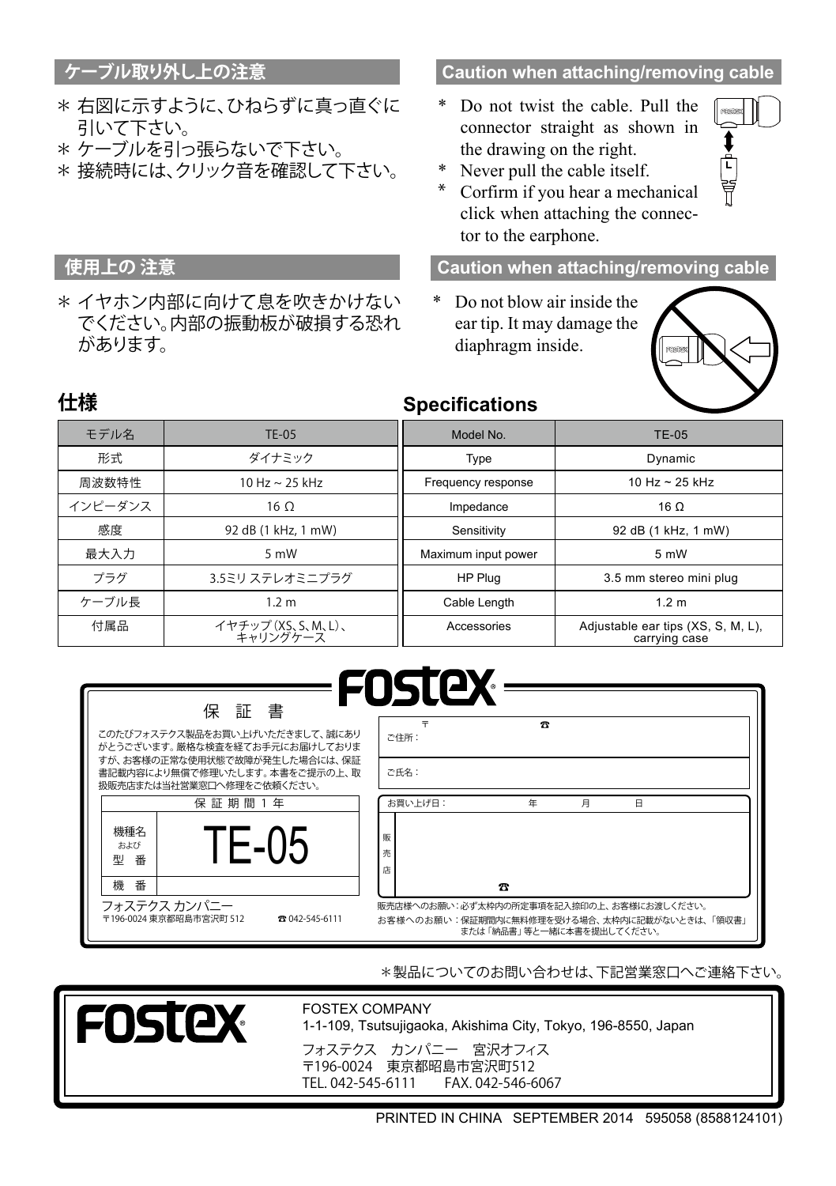## ケーブル取り外し上の注意

＊ 右図に示すように、ひねらずに真っ直ぐに引いて下さい。
＊ ケーブルを引っ張らないで下さい。
＊ 接続時には、クリック音を確認して下さい。

## Caution when attaching/removing cable

* Do not twist the cable. Pull the connector straight as shown in the drawing on the right.
* Never pull the cable itself.
* Corfirm if you hear a mechanical click when attaching the connector to the earphone.

## 使用上の 注意

＊ イヤホン内部に向けて息を吹きかけないでください。内部の振動板が破損する恐れがあります。

## Caution when attaching/removing cable

* Do not blow air inside the ear tip. It may damage the diaphragm inside.

## 仕様

| モデル名 | TE-05 |
|---|---|
| 形式 | ダイナミック |
| 周波数特性 | 10 Hz ~ 25 kHz |
| インピーダンス | 16 Ω |
| 感度 | 92 dB (1 kHz, 1 mW) |
| 最大入力 | 5 mW |
| プラグ | 3.5ミリ ステレオミニプラグ |
| ケーブル長 | 1.2 m |
| 付属品 | イヤチップ (XS、S、M、L)、キャリングケース |

## Specifications

| Model No. | TE-05 |
|---|---|
| Type | Dynamic |
| Frequency response | 10 Hz ~ 25 kHz |
| Impedance | 16 Ω |
| Sensitivity | 92 dB (1 kHz, 1 mW) |
| Maximum input power | 5 mW |
| HP Plug | 3.5 mm stereo mini plug |
| Cable Length | 1.2 m |
| Accessories | Adjustable ear tips (XS, S, M, L), carrying case |

**FOSTEX**

### 保 証 書

このたびフォステクス製品をお買い上げいただきまして、誠にありがとうございます。厳格な検査を経てお手元にお届けしておりますが、お客様の正常な使用状態で故障が発生した場合には、保証書記載内容により無償で修理いたします。本書をご提示の上、取扱販売店または当社営業窓口へ修理をご依頼ください。

| 保 証 期 間 1 年 | |
|---|---|
| 機種名 および 型 番 | TE-05 |
| 機 番 | |

フォステクス カンパニー
〒196-0024 東京都昭島市宮沢町 512　☎ 042-545-6111

〒　☎
ご住所：

ご氏名：

お買い上げ日：　年　月　日

販売店
☎

販売店様へのお願い：必ず太枠内の所定事項を記入捺印の上、お客様にお渡しください。
お客様へのお願い：保証期間内に無料修理を受ける場合、太枠内に記載がないときは、「領収書」または「納品書」等と一緒に本書を提出してください。

＊製品についてのお問い合わせは、下記営業窓口へご連絡下さい。

**FOSTEX**

FOSTEX COMPANY
1-1-109, Tsutsujigaoka, Akishima City, Tokyo, 196-8550, Japan

フォステクス　カンパニー　宮沢オフィス
〒196-0024　東京都昭島市宮沢町512
TEL. 042-545-6111　　FAX. 042-546-6067

PRINTED IN CHINA SEPTEMBER 2014 595058 (8588124101)